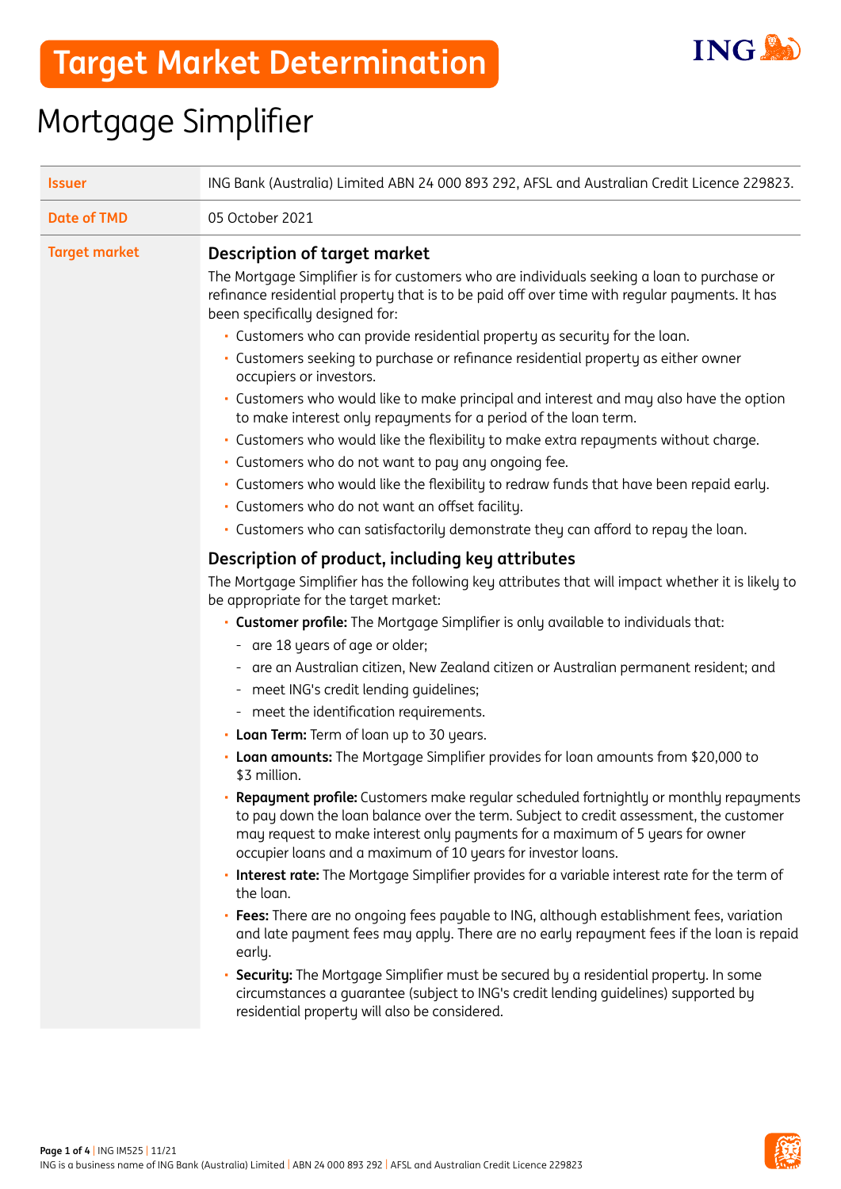# Target Market Determination

## Mortgage Simplifier

| | |
|---|---|
| **Issuer** | ING Bank (Australia) Limited ABN 24 000 893 292, AFSL and Australian Credit Licence 229823. |
| **Date of TMD** | 05 October 2021 |

**Target market**

### Description of target market

The Mortgage Simplifier is for customers who are individuals seeking a loan to purchase or refinance residential property that is to be paid off over time with regular payments. It has been specifically designed for:

- Customers who can provide residential property as security for the loan.
- Customers seeking to purchase or refinance residential property as either owner occupiers or investors.
- Customers who would like to make principal and interest and may also have the option to make interest only repayments for a period of the loan term.
- Customers who would like the flexibility to make extra repayments without charge.
- Customers who do not want to pay any ongoing fee.
- Customers who would like the flexibility to redraw funds that have been repaid early.
- Customers who do not want an offset facility.
- Customers who can satisfactorily demonstrate they can afford to repay the loan.

### Description of product, including key attributes

The Mortgage Simplifier has the following key attributes that will impact whether it is likely to be appropriate for the target market:

- **Customer profile:** The Mortgage Simplifier is only available to individuals that:
  - are 18 years of age or older;
  - are an Australian citizen, New Zealand citizen or Australian permanent resident; and
  - meet ING's credit lending guidelines;
  - meet the identification requirements.
- **Loan Term:** Term of loan up to 30 years.
- **Loan amounts:** The Mortgage Simplifier provides for loan amounts from $20,000 to $3 million.
- **Repayment profile:** Customers make regular scheduled fortnightly or monthly repayments to pay down the loan balance over the term. Subject to credit assessment, the customer may request to make interest only payments for a maximum of 5 years for owner occupier loans and a maximum of 10 years for investor loans.
- **Interest rate:** The Mortgage Simplifier provides for a variable interest rate for the term of the loan.
- **Fees:** There are no ongoing fees payable to ING, although establishment fees, variation and late payment fees may apply. There are no early repayment fees if the loan is repaid early.
- **Security:** The Mortgage Simplifier must be secured by a residential property. In some circumstances a guarantee (subject to ING's credit lending guidelines) supported by residential property will also be considered.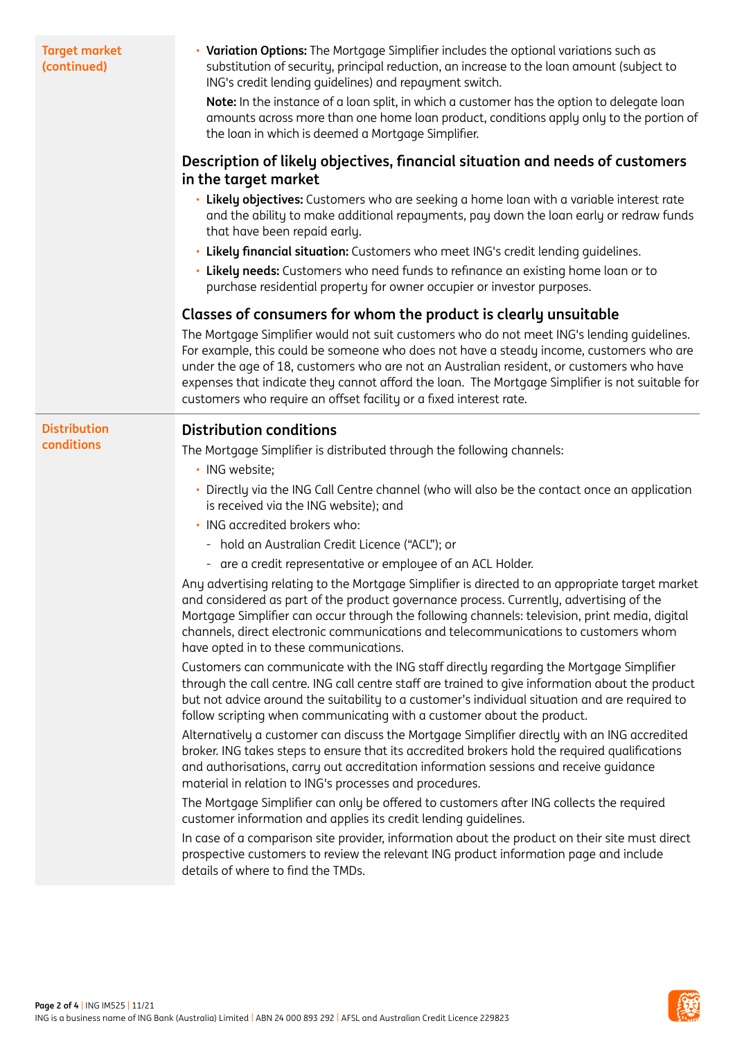**Target market (continued)**

- **Variation Options:** The Mortgage Simplifier includes the optional variations such as substitution of security, principal reduction, an increase to the loan amount (subject to ING's credit lending guidelines) and repayment switch.

  **Note:** In the instance of a loan split, in which a customer has the option to delegate loan amounts across more than one home loan product, conditions apply only to the portion of the loan in which is deemed a Mortgage Simplifier.

## Description of likely objectives, financial situation and needs of customers in the target market

- **Likely objectives:** Customers who are seeking a home loan with a variable interest rate and the ability to make additional repayments, pay down the loan early or redraw funds that have been repaid early.
- **Likely financial situation:** Customers who meet ING's credit lending guidelines.
- **Likely needs:** Customers who need funds to refinance an existing home loan or to purchase residential property for owner occupier or investor purposes.

## Classes of consumers for whom the product is clearly unsuitable

The Mortgage Simplifier would not suit customers who do not meet ING's lending guidelines. For example, this could be someone who does not have a steady income, customers who are under the age of 18, customers who are not an Australian resident, or customers who have expenses that indicate they cannot afford the loan. The Mortgage Simplifier is not suitable for customers who require an offset facility or a fixed interest rate.

**Distribution conditions**

## Distribution conditions

The Mortgage Simplifier is distributed through the following channels:

- ING website;
- Directly via the ING Call Centre channel (who will also be the contact once an application is received via the ING website); and
- ING accredited brokers who:
  - hold an Australian Credit Licence ("ACL"); or
  - are a credit representative or employee of an ACL Holder.

Any advertising relating to the Mortgage Simplifier is directed to an appropriate target market and considered as part of the product governance process. Currently, advertising of the Mortgage Simplifier can occur through the following channels: television, print media, digital channels, direct electronic communications and telecommunications to customers whom have opted in to these communications.

Customers can communicate with the ING staff directly regarding the Mortgage Simplifier through the call centre. ING call centre staff are trained to give information about the product but not advice around the suitability to a customer's individual situation and are required to follow scripting when communicating with a customer about the product.

Alternatively a customer can discuss the Mortgage Simplifier directly with an ING accredited broker. ING takes steps to ensure that its accredited brokers hold the required qualifications and authorisations, carry out accreditation information sessions and receive guidance material in relation to ING's processes and procedures.

The Mortgage Simplifier can only be offered to customers after ING collects the required customer information and applies its credit lending guidelines.

In case of a comparison site provider, information about the product on their site must direct prospective customers to review the relevant ING product information page and include details of where to find the TMDs.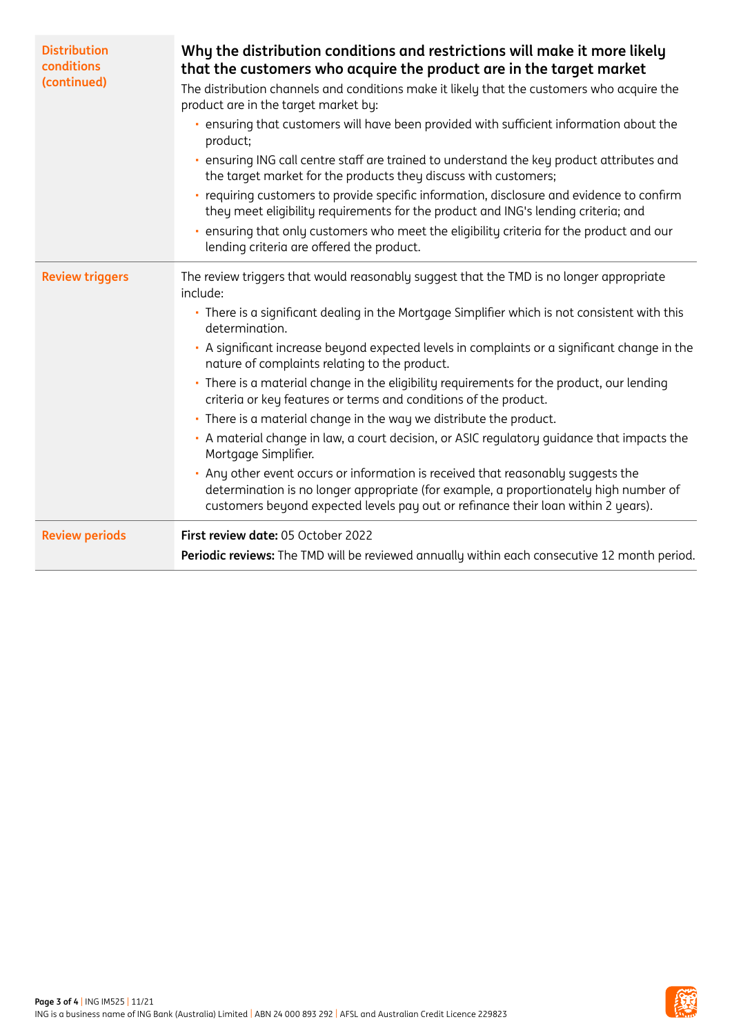| | |
|---|---|
| **Distribution conditions (continued)** | **Why the distribution conditions and restrictions will make it more likely that the customers who acquire the product are in the target market**<br>The distribution channels and conditions make it likely that the customers who acquire the product are in the target market by:<br>• ensuring that customers will have been provided with sufficient information about the product;<br>• ensuring ING call centre staff are trained to understand the key product attributes and the target market for the products they discuss with customers;<br>• requiring customers to provide specific information, disclosure and evidence to confirm they meet eligibility requirements for the product and ING's lending criteria; and<br>• ensuring that only customers who meet the eligibility criteria for the product and our lending criteria are offered the product. |
| **Review triggers** | The review triggers that would reasonably suggest that the TMD is no longer appropriate include:<br>• There is a significant dealing in the Mortgage Simplifier which is not consistent with this determination.<br>• A significant increase beyond expected levels in complaints or a significant change in the nature of complaints relating to the product.<br>• There is a material change in the eligibility requirements for the product, our lending criteria or key features or terms and conditions of the product.<br>• There is a material change in the way we distribute the product.<br>• A material change in law, a court decision, or ASIC regulatory guidance that impacts the Mortgage Simplifier.<br>• Any other event occurs or information is received that reasonably suggests the determination is no longer appropriate (for example, a proportionately high number of customers beyond expected levels pay out or refinance their loan within 2 years). |
| **Review periods** | **First review date:** 05 October 2022<br>**Periodic reviews:** The TMD will be reviewed annually within each consecutive 12 month period. |

ING IM525 | 11/21
ING is a business name of ING Bank (Australia) Limited | ABN 24 000 893 292 | AFSL and Australian Credit Licence 229823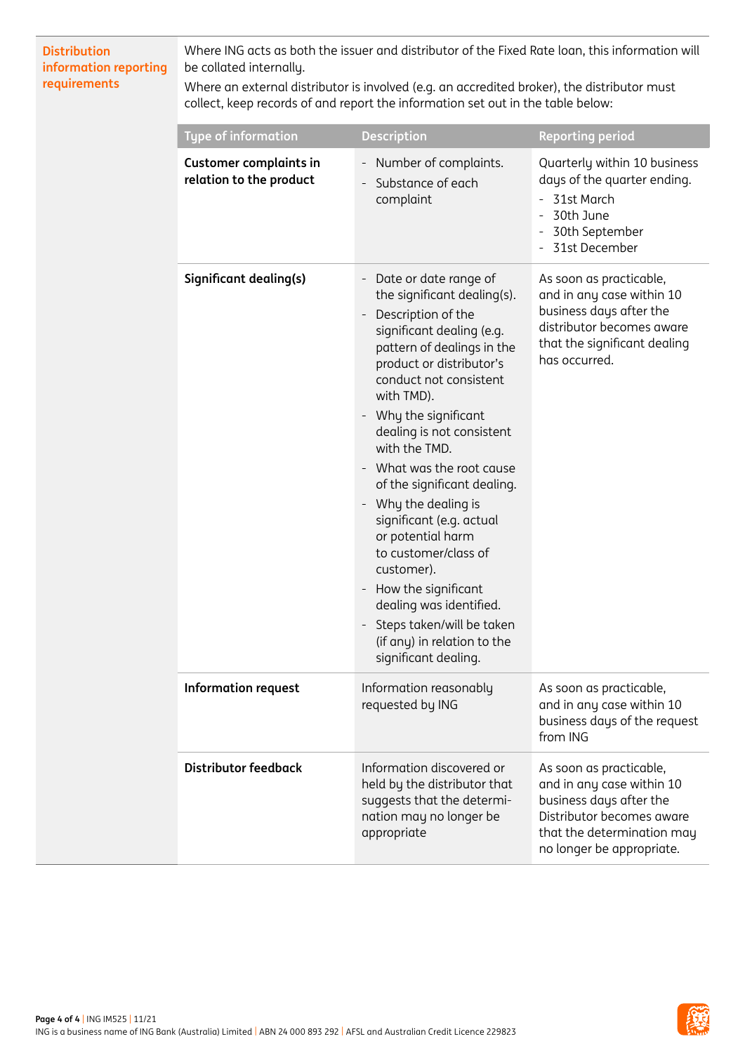## Distribution information reporting requirements

Where ING acts as both the issuer and distributor of the Fixed Rate loan, this information will be collated internally.

Where an external distributor is involved (e.g. an accredited broker), the distributor must collect, keep records of and report the information set out in the table below:

| Type of information | Description | Reporting period |
|---|---|---|
| **Customer complaints in relation to the product** | - Number of complaints.<br>- Substance of each complaint | Quarterly within 10 business days of the quarter ending.<br>- 31st March<br>- 30th June<br>- 30th September<br>- 31st December |
| **Significant dealing(s)** | - Date or date range of the significant dealing(s).<br>- Description of the significant dealing (e.g. pattern of dealings in the product or distributor's conduct not consistent with TMD).<br>- Why the significant dealing is not consistent with the TMD.<br>- What was the root cause of the significant dealing.<br>- Why the dealing is significant (e.g. actual or potential harm to customer/class of customer).<br>- How the significant dealing was identified.<br>- Steps taken/will be taken (if any) in relation to the significant dealing. | As soon as practicable, and in any case within 10 business days after the distributor becomes aware that the significant dealing has occurred. |
| **Information request** | Information reasonably requested by ING | As soon as practicable, and in any case within 10 business days of the request from ING |
| **Distributor feedback** | Information discovered or held by the distributor that suggests that the determination may no longer be appropriate | As soon as practicable, and in any case within 10 business days after the Distributor becomes aware that the determination may no longer be appropriate. |

ING IM525 | 11/21
ING is a business name of ING Bank (Australia) Limited | ABN 24 000 893 292 | AFSL and Australian Credit Licence 229823